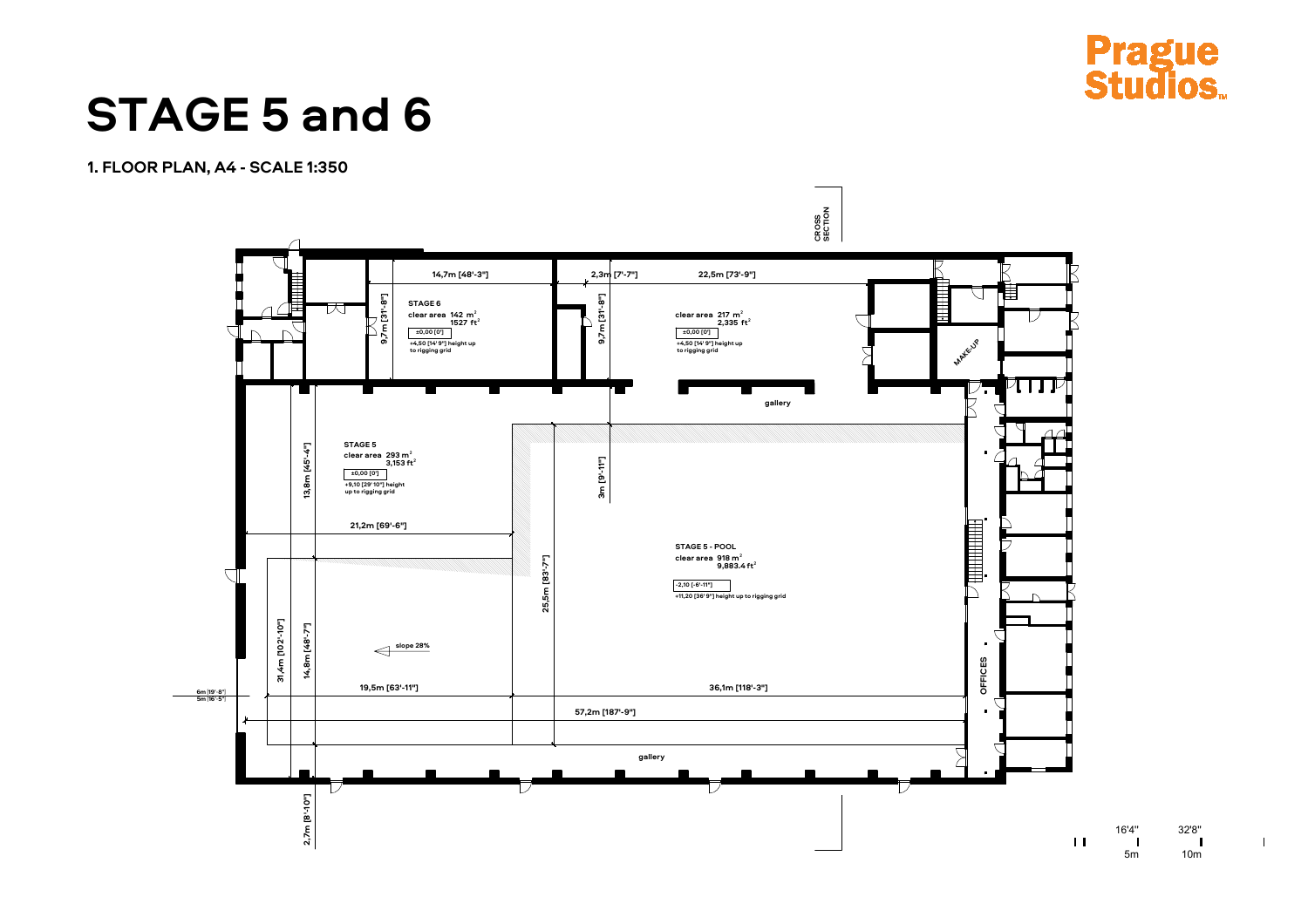Prague Studios™

# STAGE 5 and 6

## 1. FLOOR PLAN, A4 - SCALE 1:350

CROSS SECTION

14,7m [48'-3"]

2,3m [7'-7"]

22,5m [73'-9"]

**STAGE 6**
clear area 142 $m^2$
1527 $ft^2$
±0,00 [0']
+4,50 [14' 9"] height up to rigging grid

9,7m [31'-8"]

9,7m [31'-8"]

clear area 217 $m^2$
2,335 $ft^2$
±0,00 [0']
+4,50 [14' 9"] height up to rigging grid

MAKE-UP

gallery

**STAGE 5**
clear area 293 $m^2$
3,153 $ft^2$
±0,00 [0']
+9,10 [29' 10"] height up to rigging grid

13,8m [45'-4"]

3m [9'-11"]

21,2m [69'-6"]

**STAGE 5 - POOL**
clear area 918 $m^2$
9,883.4 $ft^2$
-2,10 [-6'-11"]
+11,20 [36' 9"] height up to rigging grid

25,5m [83'-7"]

31,4m [102'-10"]

14,8m [48'-7"]

slope 28%

OFFICES

6m [19'-8"]
5m [16'-5"]

19,5m [63'-11"]

36,1m [118'-3"]

57,2m [187'-9"]

gallery

2,7m [8'-10"]

16'4" 32'8"
5m 10m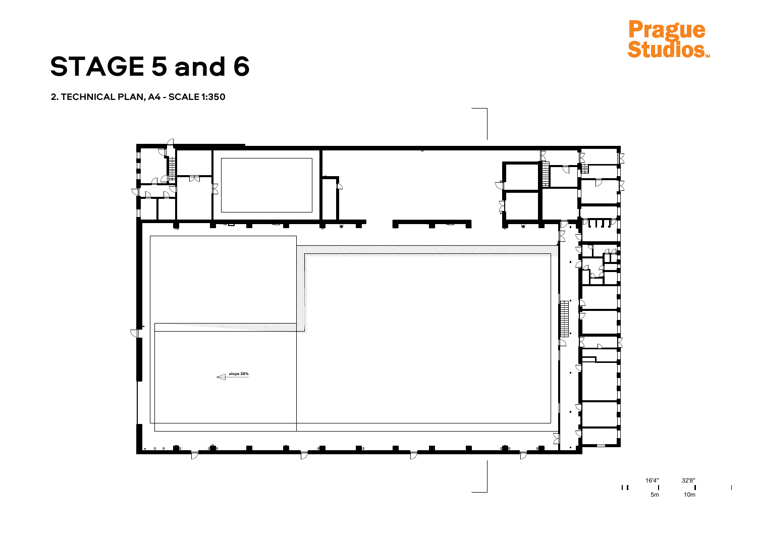Prague Studios™

# STAGE 5 and 6

**2. TECHNICAL PLAN, A4 - SCALE 1:350**

slope 28%

16'4" 32'8"

5m 10m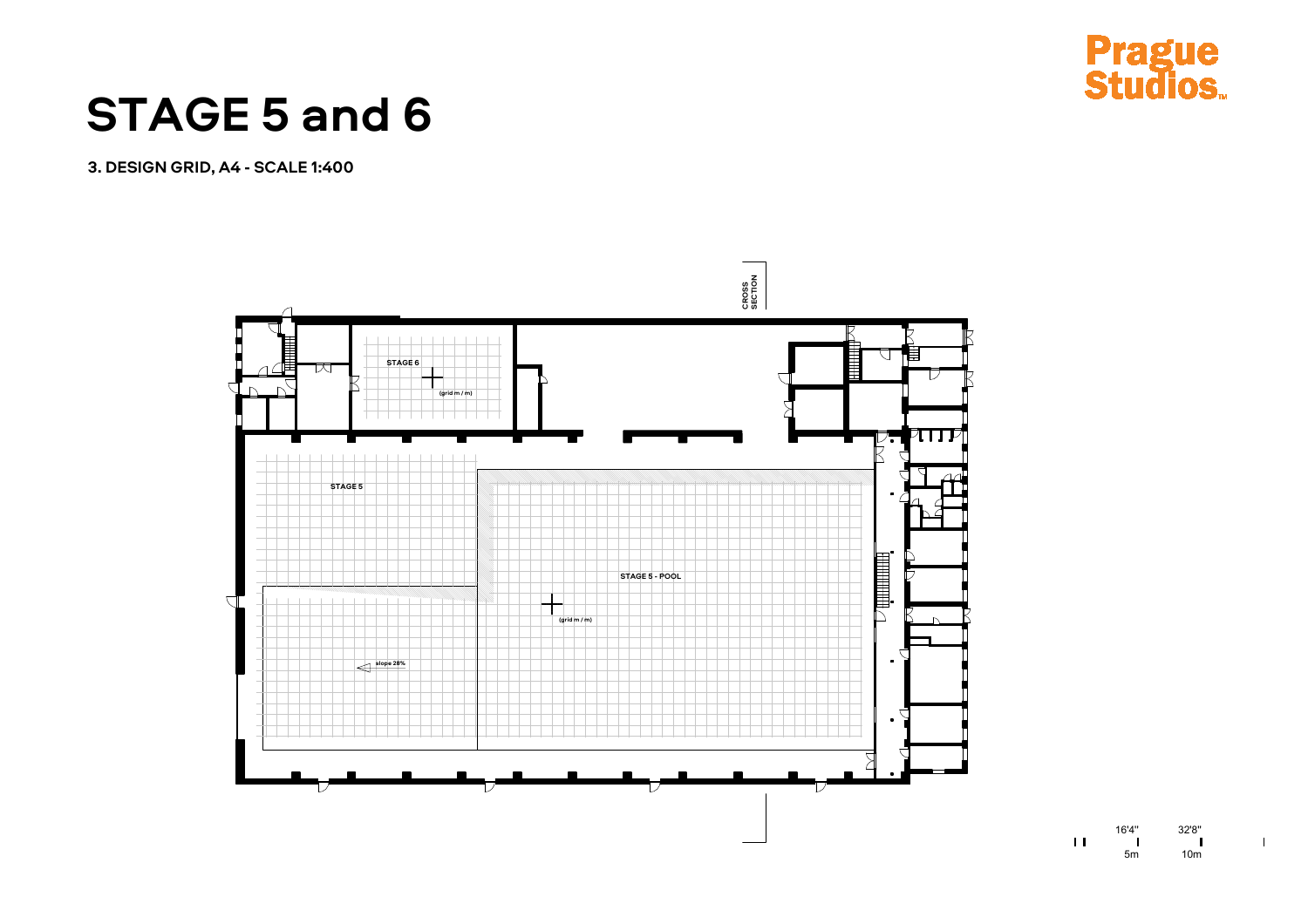Prague Studios™

# STAGE 5 and 6

### 3. DESIGN GRID, A4 - SCALE 1:400

CROSS SECTION

STAGE 6

(grid m / m)

STAGE 5

STAGE 5 - POOL

(grid m / m)

slope 28%

16'4" 32'8"

5m 10m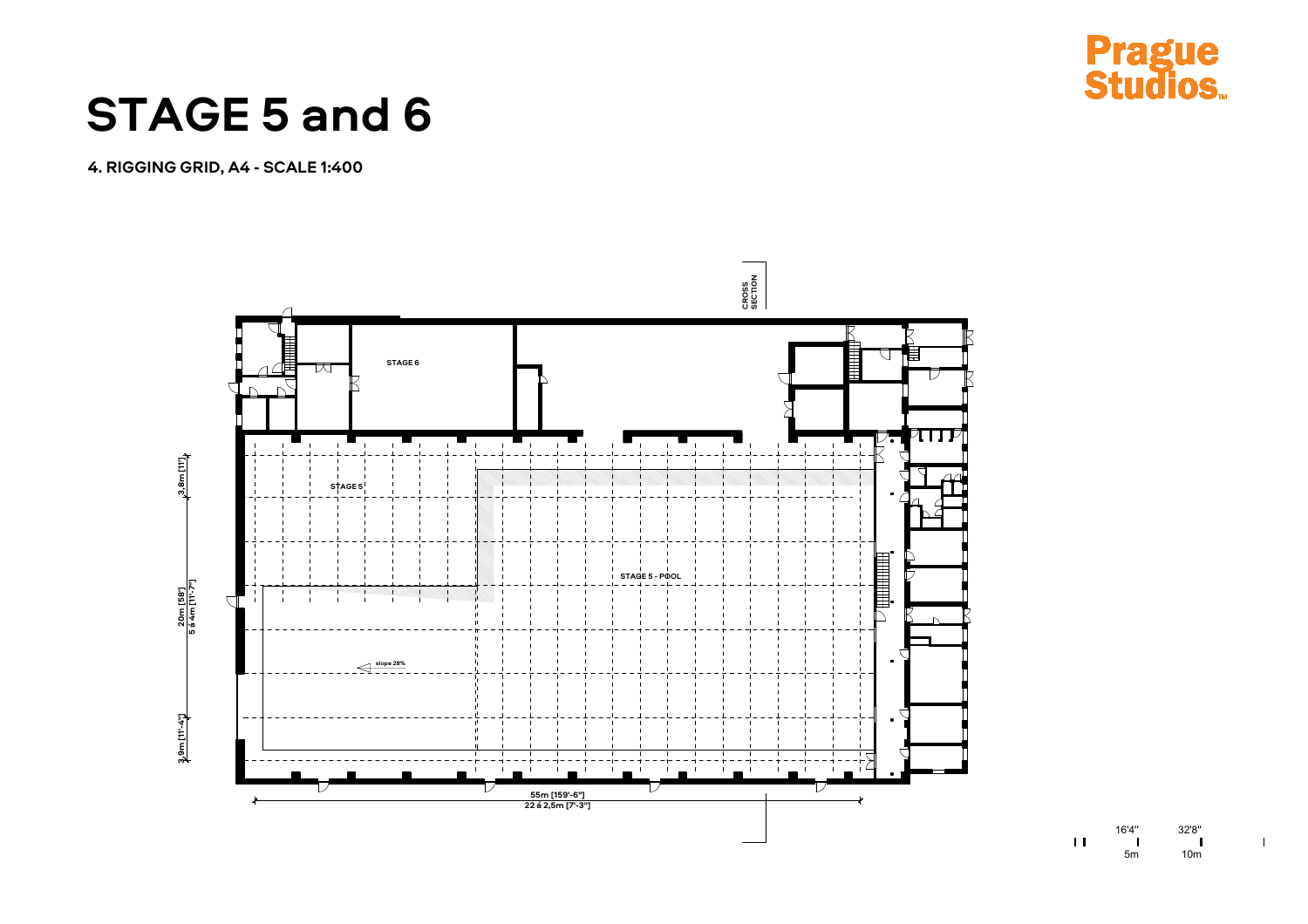# STAGE 5 and 6

**4. RIGGING GRID, A4 - SCALE 1:400**

CROSS SECTION

STAGE 6

STAGE 5

STAGE 5 - POOL

slope 28%

3,8m [11']

20m [58']
5 á 4m [11'-7"]

3,9m [11'-4"]

55m [159'-6"]
22 á 2,5m [7'-3"]

16'4" 32'8"
5m 10m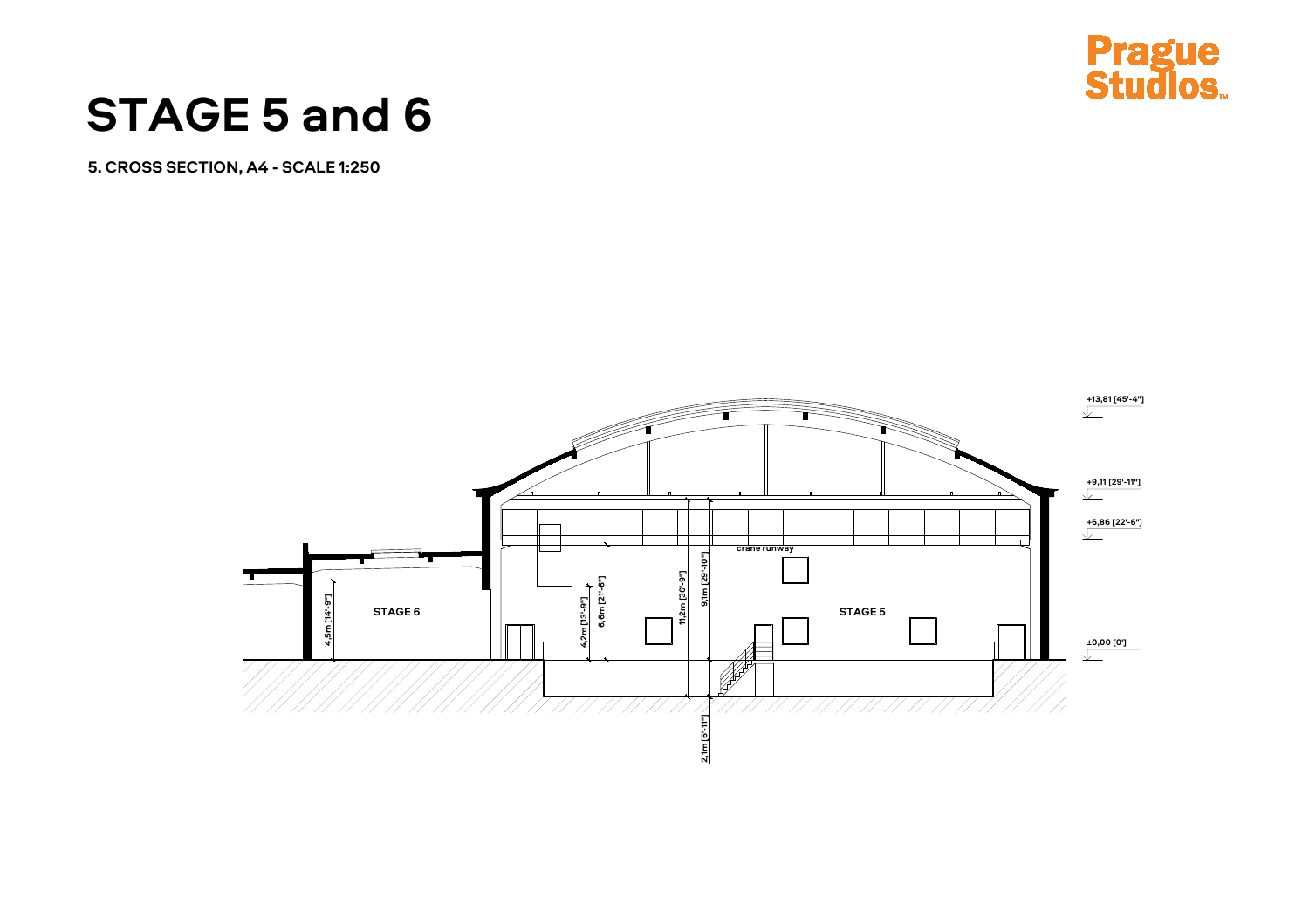# STAGE 5 and 6

**5. CROSS SECTION, A4 - SCALE 1:250**

+13,81 [45'-4"]

+9,11 [29'-11"]

+6,86 [22'-6"]

±0,00 [0']

crane runway

STAGE 6

STAGE 5

4,5m [14'-9"]

4,2m [13'-9"]

6,6m [21'-6"]

11,2m [36'-9"]

9,1m [29'-10"]

2,1m [6'-11"]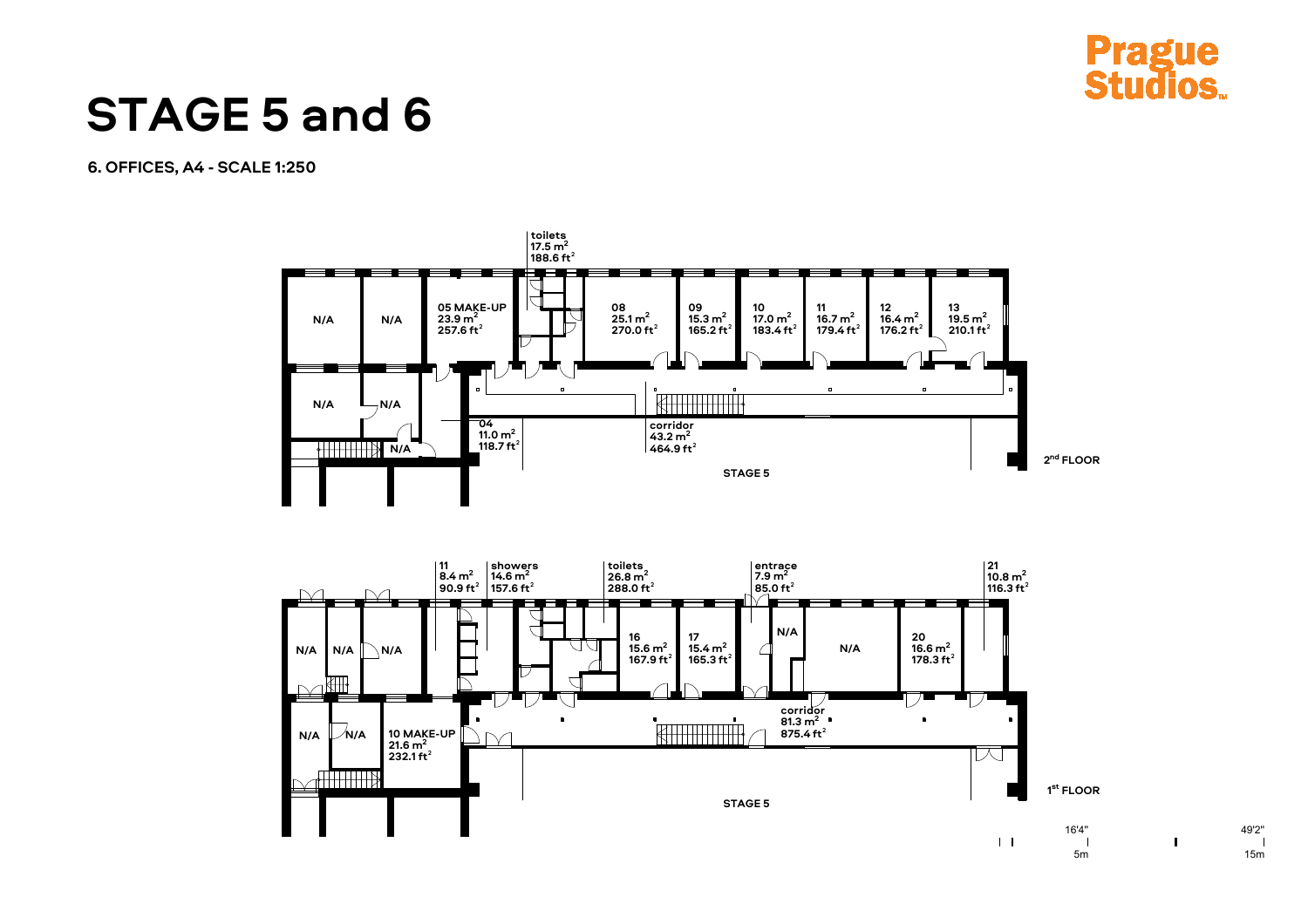Prague Studios

# STAGE 5 and 6

**6. OFFICES, A4 - SCALE 1:250**

toilets
17.5 m$^2$
188.6 ft$^2$

N/A

N/A

05 MAKE-UP
23.9 m$^2$
257.6 ft$^2$

08
25.1 m$^2$
270.0 ft$^2$

09
15.3 m$^2$
165.2 ft$^2$

10
17.0 m$^2$
183.4 ft$^2$

11
16.7 m$^2$
179.4 ft$^2$

12
16.4 m$^2$
176.2 ft$^2$

13
19.5 m$^2$
210.1 ft$^2$

N/A

N/A

N/A

04
11.0 m$^2$
118.7 ft$^2$

corridor
43.2 m$^2$
464.9 ft$^2$

STAGE 5

2$^{nd}$ FLOOR

11
8.4 m$^2$
90.9 ft$^2$

showers
14.6 m$^2$
157.6 ft$^2$

toilets
26.8 m$^2$
288.0 ft$^2$

entrace
7.9 m$^2$
85.0 ft$^2$

21
10.8 m$^2$
116.3 ft$^2$

N/A

N/A

N/A

16
15.6 m$^2$
167.9 ft$^2$

17
15.4 m$^2$
165.3 ft$^2$

N/A

N/A

20
16.6 m$^2$
178.3 ft$^2$

N/A

N/A

10 MAKE-UP
21.6 m$^2$
232.1 ft$^2$

corridor
81.3 m$^2$
875.4 ft$^2$

STAGE 5

1$^{st}$ FLOOR

16'4"
5m

49'2"
15m